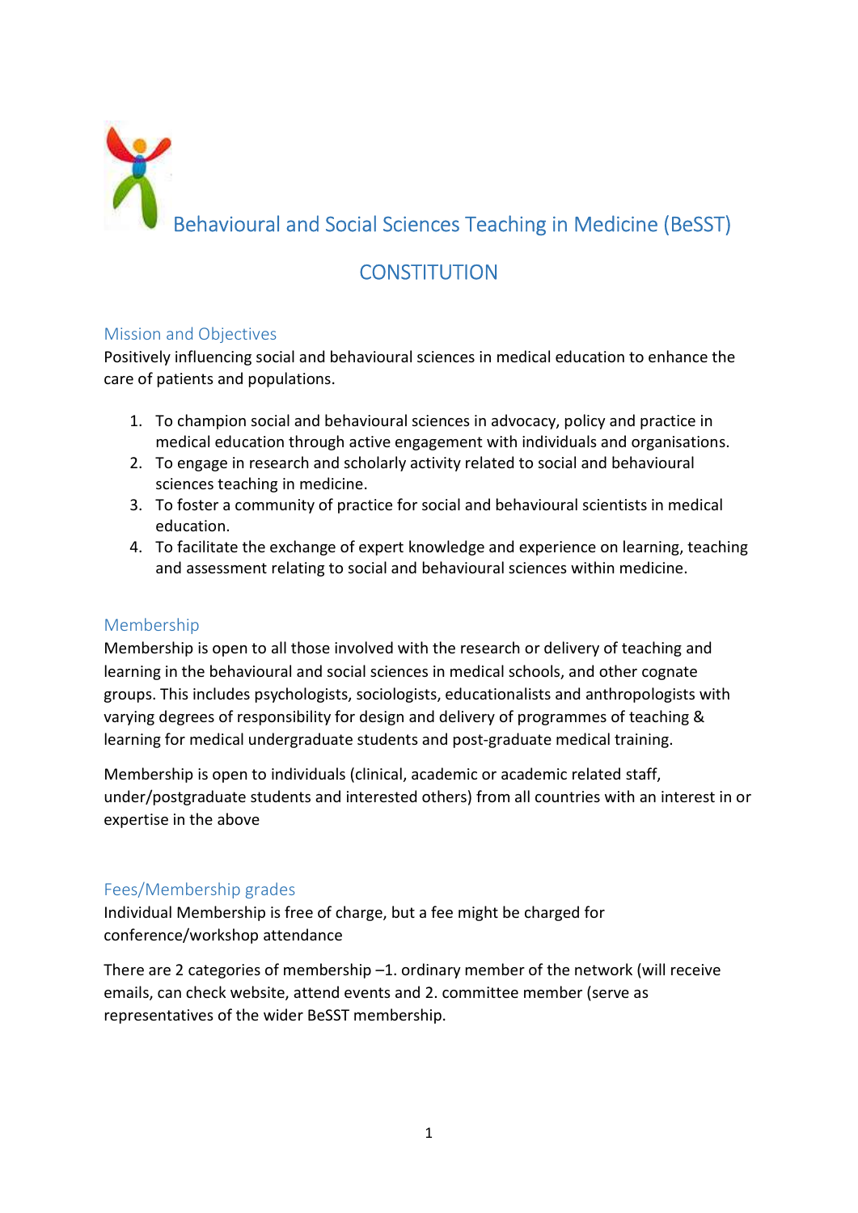# Behavioural and Social Sciences Teaching in Medicine (BeSST)

## CONSTITUTION

### Mission and Objectives

Positively influencing social and behavioural sciences in medical education to enhance the care of patients and populations.

1. To champion social and behavioural sciences in advocacy, policy and practice in medical education through active engagement with individuals and organisations.
2. To engage in research and scholarly activity related to social and behavioural sciences teaching in medicine.
3. To foster a community of practice for social and behavioural scientists in medical education.
4. To facilitate the exchange of expert knowledge and experience on learning, teaching and assessment relating to social and behavioural sciences within medicine.

### Membership

Membership is open to all those involved with the research or delivery of teaching and learning in the behavioural and social sciences in medical schools, and other cognate groups. This includes psychologists, sociologists, educationalists and anthropologists with varying degrees of responsibility for design and delivery of programmes of teaching & learning for medical undergraduate students and post-graduate medical training.

Membership is open to individuals (clinical, academic or academic related staff, under/postgraduate students and interested others) from all countries with an interest in or expertise in the above

### Fees/Membership grades

Individual Membership is free of charge, but a fee might be charged for conference/workshop attendance

There are 2 categories of membership –1. ordinary member of the network (will receive emails, can check website, attend events and 2. committee member (serve as representatives of the wider BeSST membership.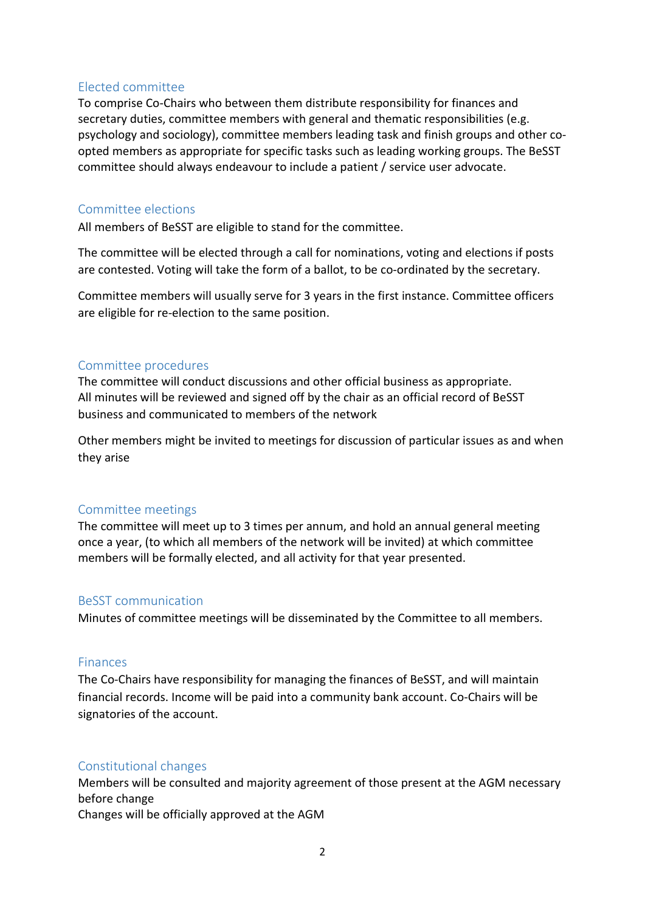## Elected committee

To comprise Co-Chairs who between them distribute responsibility for finances and secretary duties, committee members with general and thematic responsibilities (e.g. psychology and sociology), committee members leading task and finish groups and other co-opted members as appropriate for specific tasks such as leading working groups. The BeSST committee should always endeavour to include a patient / service user advocate.

## Committee elections

All members of BeSST are eligible to stand for the committee.

The committee will be elected through a call for nominations, voting and elections if posts are contested. Voting will take the form of a ballot, to be co-ordinated by the secretary.

Committee members will usually serve for 3 years in the first instance. Committee officers are eligible for re-election to the same position.

## Committee procedures

The committee will conduct discussions and other official business as appropriate.
All minutes will be reviewed and signed off by the chair as an official record of BeSST business and communicated to members of the network

Other members might be invited to meetings for discussion of particular issues as and when they arise

## Committee meetings

The committee will meet up to 3 times per annum, and hold an annual general meeting once a year, (to which all members of the network will be invited) at which committee members will be formally elected, and all activity for that year presented.

## BeSST communication

Minutes of committee meetings will be disseminated by the Committee to all members.

## Finances

The Co-Chairs have responsibility for managing the finances of BeSST, and will maintain financial records. Income will be paid into a community bank account. Co-Chairs will be signatories of the account.

## Constitutional changes

Members will be consulted and majority agreement of those present at the AGM necessary before change
Changes will be officially approved at the AGM